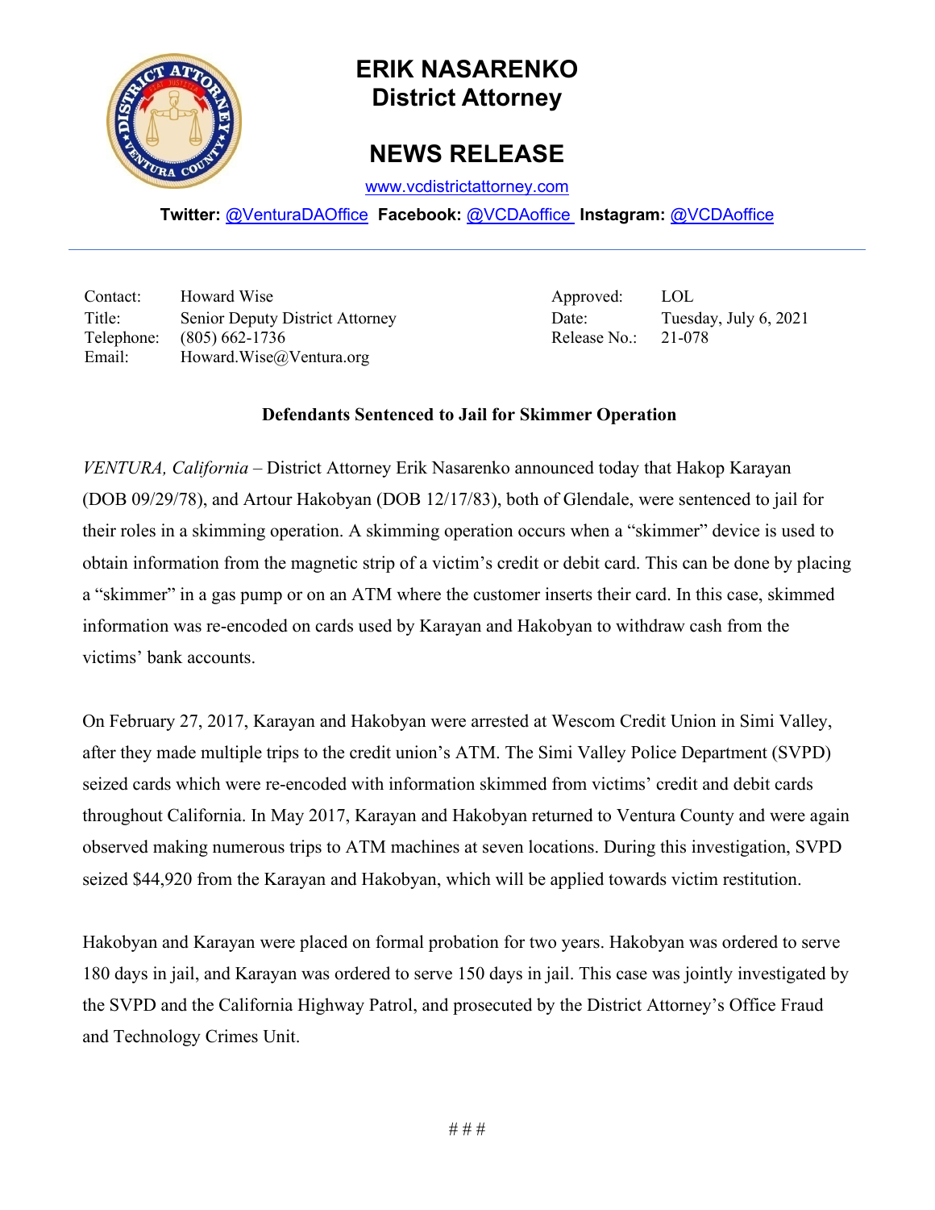# ERIK NASARENKO
## District Attorney

## NEWS RELEASE

www.vcdistrictattorney.com

**Twitter:** @VenturaDAOffice **Facebook:** @VCDAoffice **Instagram:** @VCDAoffice

---

| | | | |
|---|---|---|---|
| Contact: | Howard Wise | Approved: | LOL |
| Title: | Senior Deputy District Attorney | Date: | Tuesday, July 6, 2021 |
| Telephone: | (805) 662-1736 | Release No.: | 21-078 |
| Email: | Howard.Wise@Ventura.org | | |

**Defendants Sentenced to Jail for Skimmer Operation**

*VENTURA, California* – District Attorney Erik Nasarenko announced today that Hakop Karayan (DOB 09/29/78), and Artour Hakobyan (DOB 12/17/83), both of Glendale, were sentenced to jail for their roles in a skimming operation. A skimming operation occurs when a "skimmer" device is used to obtain information from the magnetic strip of a victim's credit or debit card. This can be done by placing a "skimmer" in a gas pump or on an ATM where the customer inserts their card. In this case, skimmed information was re-encoded on cards used by Karayan and Hakobyan to withdraw cash from the victims' bank accounts.

On February 27, 2017, Karayan and Hakobyan were arrested at Wescom Credit Union in Simi Valley, after they made multiple trips to the credit union's ATM. The Simi Valley Police Department (SVPD) seized cards which were re-encoded with information skimmed from victims' credit and debit cards throughout California. In May 2017, Karayan and Hakobyan returned to Ventura County and were again observed making numerous trips to ATM machines at seven locations. During this investigation, SVPD seized $44,920 from the Karayan and Hakobyan, which will be applied towards victim restitution.

Hakobyan and Karayan were placed on formal probation for two years. Hakobyan was ordered to serve 180 days in jail, and Karayan was ordered to serve 150 days in jail. This case was jointly investigated by the SVPD and the California Highway Patrol, and prosecuted by the District Attorney's Office Fraud and Technology Crimes Unit.

# # #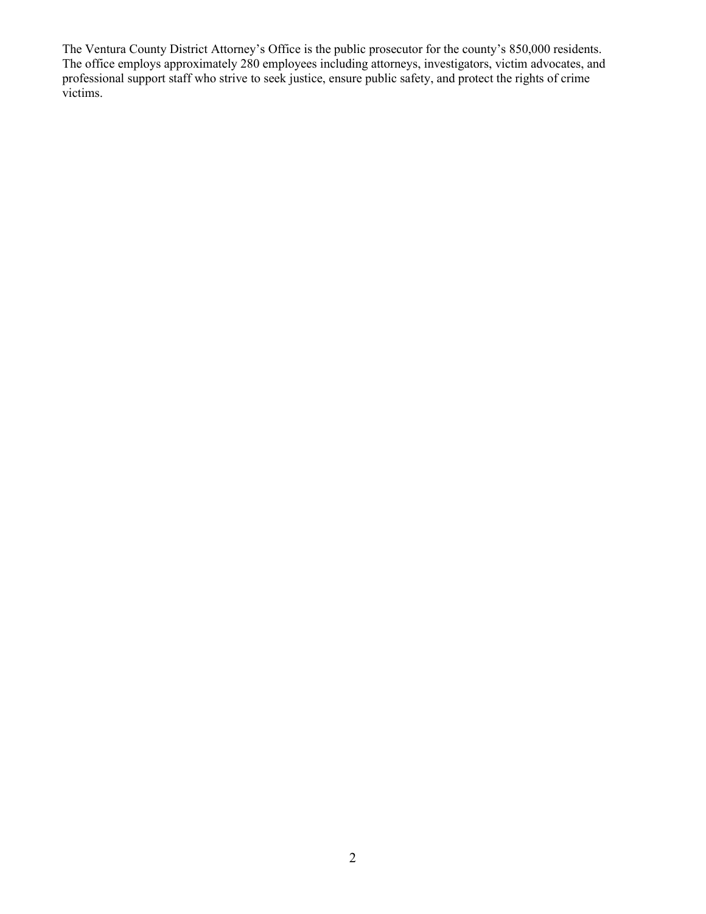The Ventura County District Attorney's Office is the public prosecutor for the county's 850,000 residents. The office employs approximately 280 employees including attorneys, investigators, victim advocates, and professional support staff who strive to seek justice, ensure public safety, and protect the rights of crime victims.